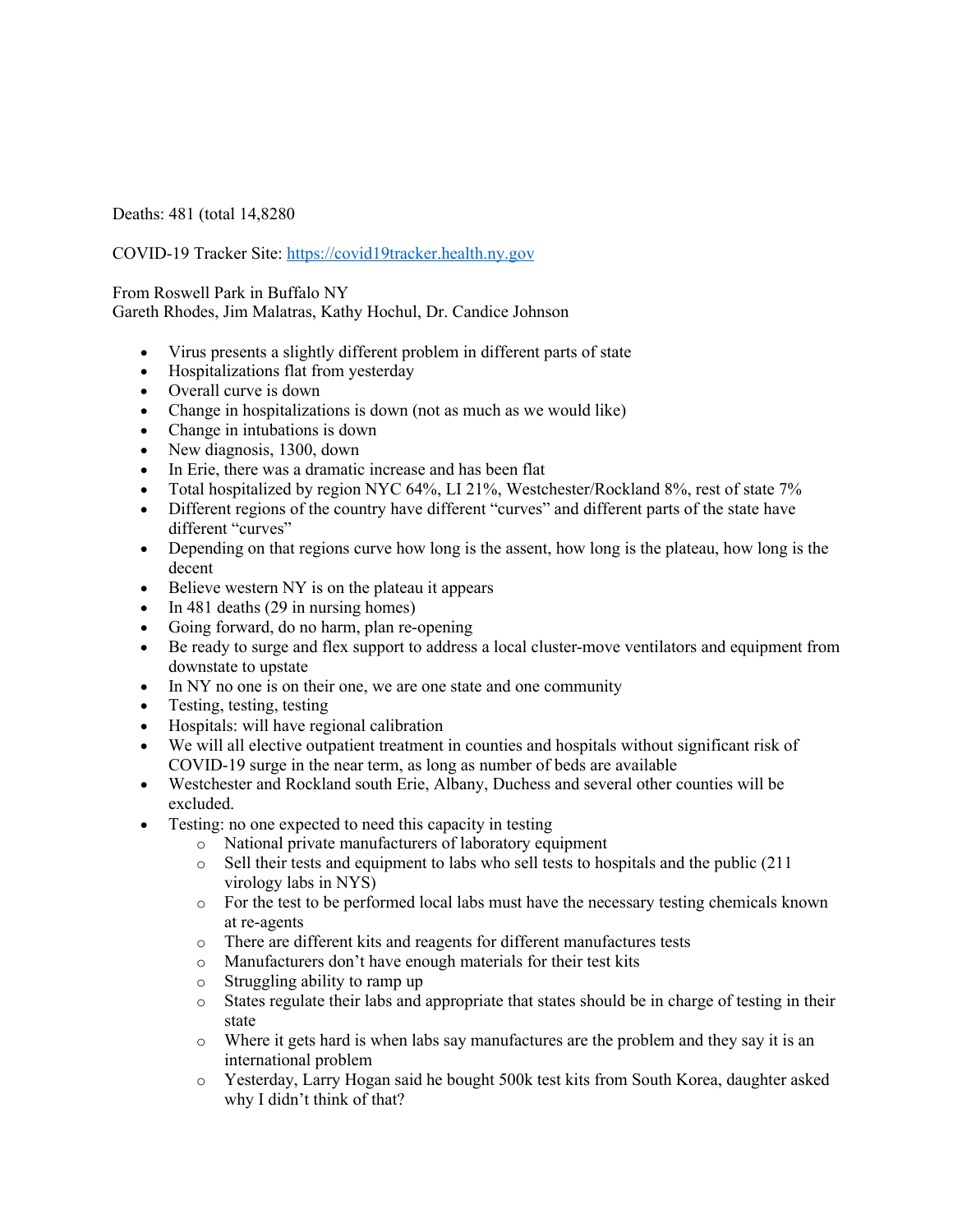Deaths: 481 (total 14,8280

COVID-19 Tracker Site: [https://covid19tracker.health.ny.gov](https://covid19tracker.health.ny.gov)

From Roswell Park in Buffalo NY
Gareth Rhodes, Jim Malatras, Kathy Hochul, Dr. Candice Johnson

- Virus presents a slightly different problem in different parts of state
- Hospitalizations flat from yesterday
- Overall curve is down
- Change in hospitalizations is down (not as much as we would like)
- Change in intubations is down
- New diagnosis, 1300, down
- In Erie, there was a dramatic increase and has been flat
- Total hospitalized by region NYC 64%, LI 21%, Westchester/Rockland 8%, rest of state 7%
- Different regions of the country have different "curves" and different parts of the state have different "curves"
- Depending on that regions curve how long is the assent, how long is the plateau, how long is the decent
- Believe western NY is on the plateau it appears
- In 481 deaths (29 in nursing homes)
- Going forward, do no harm, plan re-opening
- Be ready to surge and flex support to address a local cluster-move ventilators and equipment from downstate to upstate
- In NY no one is on their one, we are one state and one community
- Testing, testing, testing
- Hospitals: will have regional calibration
- We will all elective outpatient treatment in counties and hospitals without significant risk of COVID-19 surge in the near term, as long as number of beds are available
- Westchester and Rockland south Erie, Albany, Duchess and several other counties will be excluded.
- Testing: no one expected to need this capacity in testing
  - National private manufacturers of laboratory equipment
  - Sell their tests and equipment to labs who sell tests to hospitals and the public (211 virology labs in NYS)
  - For the test to be performed local labs must have the necessary testing chemicals known at re-agents
  - There are different kits and reagents for different manufactures tests
  - Manufacturers don't have enough materials for their test kits
  - Struggling ability to ramp up
  - States regulate their labs and appropriate that states should be in charge of testing in their state
  - Where it gets hard is when labs say manufactures are the problem and they say it is an international problem
  - Yesterday, Larry Hogan said he bought 500k test kits from South Korea, daughter asked why I didn't think of that?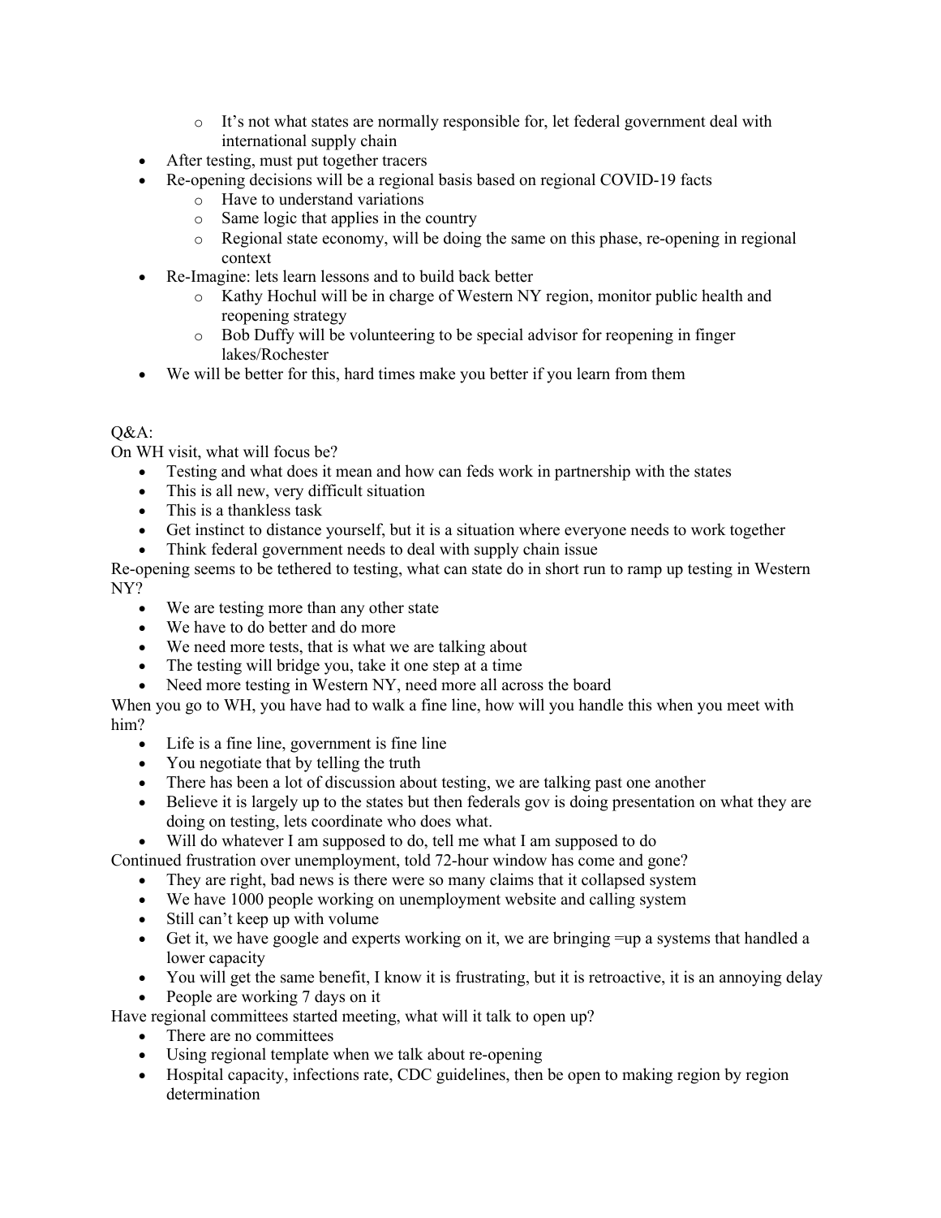- It's not what states are normally responsible for, let federal government deal with international supply chain
- After testing, must put together tracers
- Re-opening decisions will be a regional basis based on regional COVID-19 facts
    - Have to understand variations
    - Same logic that applies in the country
    - Regional state economy, will be doing the same on this phase, re-opening in regional context
- Re-Imagine: lets learn lessons and to build back better
    - Kathy Hochul will be in charge of Western NY region, monitor public health and reopening strategy
    - Bob Duffy will be volunteering to be special advisor for reopening in finger lakes/Rochester
- We will be better for this, hard times make you better if you learn from them

Q&A:

On WH visit, what will focus be?

- Testing and what does it mean and how can feds work in partnership with the states
- This is all new, very difficult situation
- This is a thankless task
- Get instinct to distance yourself, but it is a situation where everyone needs to work together
- Think federal government needs to deal with supply chain issue

Re-opening seems to be tethered to testing, what can state do in short run to ramp up testing in Western NY?

- We are testing more than any other state
- We have to do better and do more
- We need more tests, that is what we are talking about
- The testing will bridge you, take it one step at a time
- Need more testing in Western NY, need more all across the board

When you go to WH, you have had to walk a fine line, how will you handle this when you meet with him?

- Life is a fine line, government is fine line
- You negotiate that by telling the truth
- There has been a lot of discussion about testing, we are talking past one another
- Believe it is largely up to the states but then federals gov is doing presentation on what they are doing on testing, lets coordinate who does what.
- Will do whatever I am supposed to do, tell me what I am supposed to do

Continued frustration over unemployment, told 72-hour window has come and gone?

- They are right, bad news is there were so many claims that it collapsed system
- We have 1000 people working on unemployment website and calling system
- Still can't keep up with volume
- Get it, we have google and experts working on it, we are bringing =up a systems that handled a lower capacity
- You will get the same benefit, I know it is frustrating, but it is retroactive, it is an annoying delay
- People are working 7 days on it

Have regional committees started meeting, what will it talk to open up?

- There are no committees
- Using regional template when we talk about re-opening
- Hospital capacity, infections rate, CDC guidelines, then be open to making region by region determination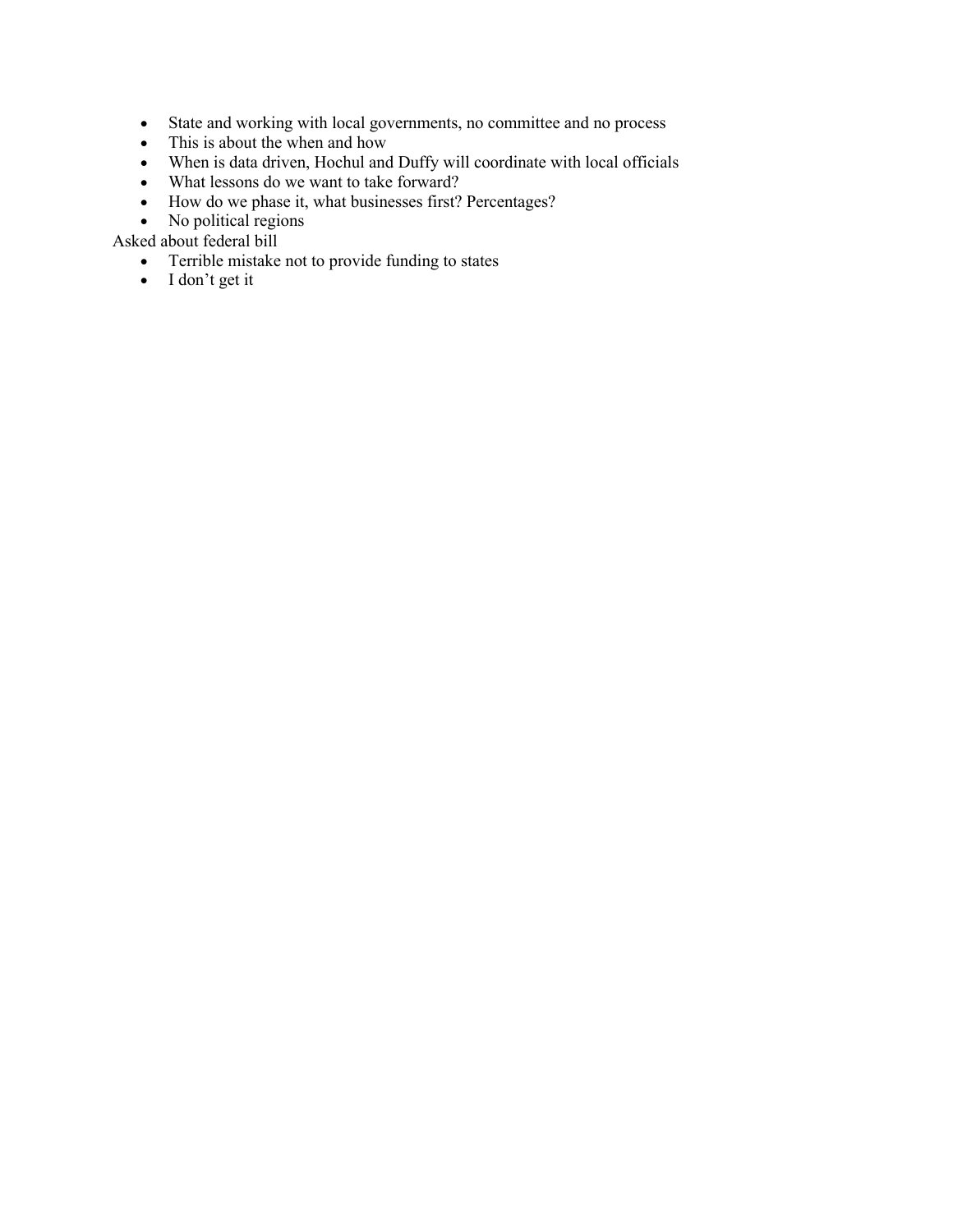- State and working with local governments, no committee and no process
- This is about the when and how
- When is data driven, Hochul and Duffy will coordinate with local officials
- What lessons do we want to take forward?
- How do we phase it, what businesses first? Percentages?
- No political regions

Asked about federal bill

- Terrible mistake not to provide funding to states
- I don't get it